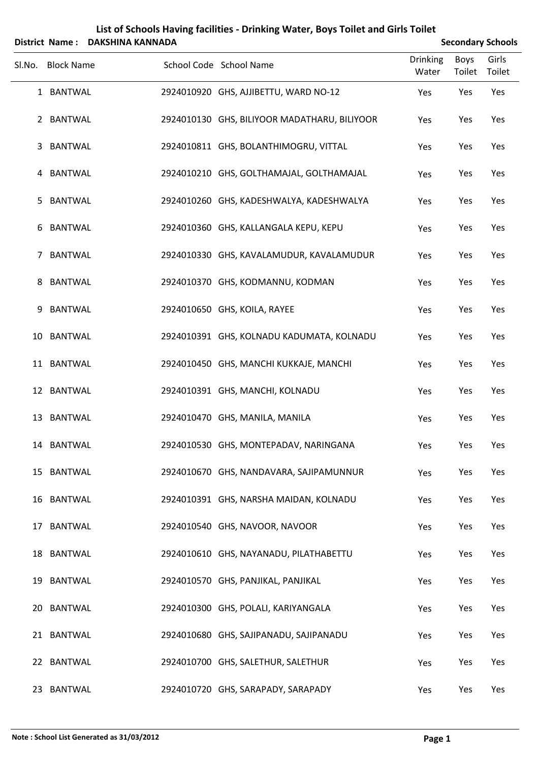# List of Schools Having facilities - Drinking Water, Boys Toilet and Girls Toilet

**District Name : DAKSHINA KANNADA** | **Secondary Schools**

| Sl.No. | Block Name | School Code | School Name | Drinking Water | Boys Toilet | Girls Toilet |
|---|---|---|---|---|---|---|
| 1 | BANTWAL | 2924010920 | GHS, AJJIBETTU, WARD NO-12 | Yes | Yes | Yes |
| 2 | BANTWAL | 2924010130 | GHS, BILIYOOR MADATHARU, BILIYOOR | Yes | Yes | Yes |
| 3 | BANTWAL | 2924010811 | GHS, BOLANTHIMOGRU, VITTAL | Yes | Yes | Yes |
| 4 | BANTWAL | 2924010210 | GHS, GOLTHAMAJAL, GOLTHAMAJAL | Yes | Yes | Yes |
| 5 | BANTWAL | 2924010260 | GHS, KADESHWALYA, KADESHWALYA | Yes | Yes | Yes |
| 6 | BANTWAL | 2924010360 | GHS, KALLANGALA KEPU, KEPU | Yes | Yes | Yes |
| 7 | BANTWAL | 2924010330 | GHS, KAVALAMUDUR, KAVALAMUDUR | Yes | Yes | Yes |
| 8 | BANTWAL | 2924010370 | GHS, KODMANNU, KODMAN | Yes | Yes | Yes |
| 9 | BANTWAL | 2924010650 | GHS, KOILA, RAYEE | Yes | Yes | Yes |
| 10 | BANTWAL | 2924010391 | GHS, KOLNADU KADUMATA, KOLNADU | Yes | Yes | Yes |
| 11 | BANTWAL | 2924010450 | GHS, MANCHI KUKKAJE, MANCHI | Yes | Yes | Yes |
| 12 | BANTWAL | 2924010391 | GHS, MANCHI, KOLNADU | Yes | Yes | Yes |
| 13 | BANTWAL | 2924010470 | GHS, MANILA, MANILA | Yes | Yes | Yes |
| 14 | BANTWAL | 2924010530 | GHS, MONTEPADAV, NARINGANA | Yes | Yes | Yes |
| 15 | BANTWAL | 2924010670 | GHS, NANDAVARA, SAJIPAMUNNUR | Yes | Yes | Yes |
| 16 | BANTWAL | 2924010391 | GHS, NARSHA MAIDAN, KOLNADU | Yes | Yes | Yes |
| 17 | BANTWAL | 2924010540 | GHS, NAVOOR, NAVOOR | Yes | Yes | Yes |
| 18 | BANTWAL | 2924010610 | GHS, NAYANADU, PILATHABETTU | Yes | Yes | Yes |
| 19 | BANTWAL | 2924010570 | GHS, PANJIKAL, PANJIKAL | Yes | Yes | Yes |
| 20 | BANTWAL | 2924010300 | GHS, POLALI, KARIYANGALA | Yes | Yes | Yes |
| 21 | BANTWAL | 2924010680 | GHS, SAJIPANADU, SAJIPANADU | Yes | Yes | Yes |
| 22 | BANTWAL | 2924010700 | GHS, SALETHUR, SALETHUR | Yes | Yes | Yes |
| 23 | BANTWAL | 2924010720 | GHS, SARAPADY, SARAPADY | Yes | Yes | Yes |

**Note : School List Generated as 31/03/2012**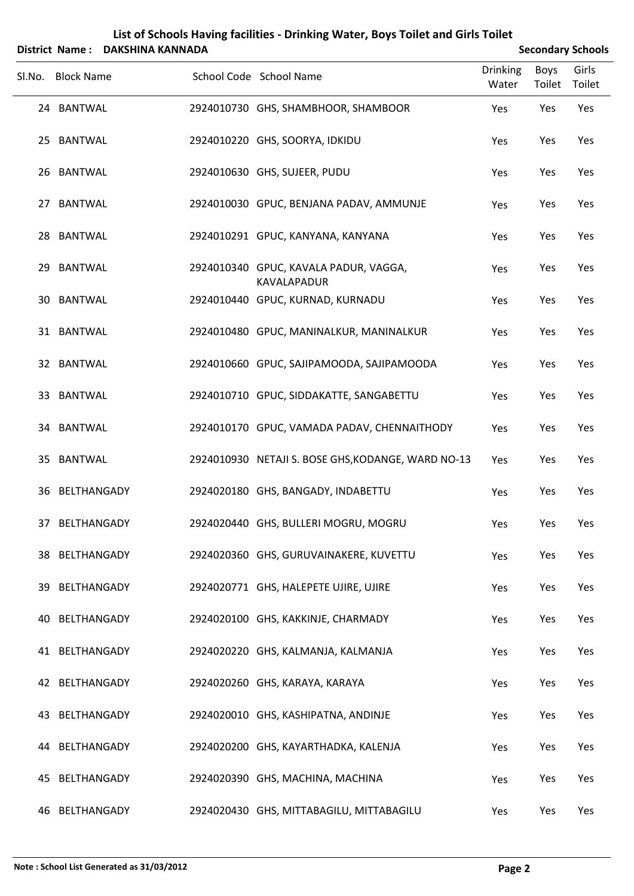# List of Schools Having facilities - Drinking Water, Boys Toilet and Girls Toilet

**District Name : DAKSHINA KANNADA** — **Secondary Schools**

| Sl.No. | Block Name | School Code | School Name | Drinking Water | Boys Toilet | Girls Toilet |
|---|---|---|---|---|---|---|
| 24 | BANTWAL | 2924010730 | GHS, SHAMBHOOR, SHAMBOOR | Yes | Yes | Yes |
| 25 | BANTWAL | 2924010220 | GHS, SOORYA, IDKIDU | Yes | Yes | Yes |
| 26 | BANTWAL | 2924010630 | GHS, SUJEER, PUDU | Yes | Yes | Yes |
| 27 | BANTWAL | 2924010030 | GPUC, BENJANA PADAV, AMMUNJE | Yes | Yes | Yes |
| 28 | BANTWAL | 2924010291 | GPUC, KANYANA, KANYANA | Yes | Yes | Yes |
| 29 | BANTWAL | 2924010340 | GPUC, KAVALA PADUR, VAGGA, KAVALAPADUR | Yes | Yes | Yes |
| 30 | BANTWAL | 2924010440 | GPUC, KURNAD, KURNADU | Yes | Yes | Yes |
| 31 | BANTWAL | 2924010480 | GPUC, MANINALKUR, MANINALKUR | Yes | Yes | Yes |
| 32 | BANTWAL | 2924010660 | GPUC, SAJIPAMOODA, SAJIPAMOODA | Yes | Yes | Yes |
| 33 | BANTWAL | 2924010710 | GPUC, SIDDAKATTE, SANGABETTU | Yes | Yes | Yes |
| 34 | BANTWAL | 2924010170 | GPUC, VAMADA PADAV, CHENNAITHODY | Yes | Yes | Yes |
| 35 | BANTWAL | 2924010930 | NETAJI S. BOSE GHS,KODANGE, WARD NO-13 | Yes | Yes | Yes |
| 36 | BELTHANGADY | 2924020180 | GHS, BANGADY, INDABETTU | Yes | Yes | Yes |
| 37 | BELTHANGADY | 2924020440 | GHS, BULLERI MOGRU, MOGRU | Yes | Yes | Yes |
| 38 | BELTHANGADY | 2924020360 | GHS, GURUVAINAKERE, KUVETTU | Yes | Yes | Yes |
| 39 | BELTHANGADY | 2924020771 | GHS, HALEPETE UJIRE, UJIRE | Yes | Yes | Yes |
| 40 | BELTHANGADY | 2924020100 | GHS, KAKKINJE, CHARMADY | Yes | Yes | Yes |
| 41 | BELTHANGADY | 2924020220 | GHS, KALMANJA, KALMANJA | Yes | Yes | Yes |
| 42 | BELTHANGADY | 2924020260 | GHS, KARAYA, KARAYA | Yes | Yes | Yes |
| 43 | BELTHANGADY | 2924020010 | GHS, KASHIPATNA, ANDINJE | Yes | Yes | Yes |
| 44 | BELTHANGADY | 2924020200 | GHS, KAYARTHADKA, KALENJA | Yes | Yes | Yes |
| 45 | BELTHANGADY | 2924020390 | GHS, MACHINA, MACHINA | Yes | Yes | Yes |
| 46 | BELTHANGADY | 2924020430 | GHS, MITTABAGILU, MITTABAGILU | Yes | Yes | Yes |

**Note : School List Generated as 31/03/2012**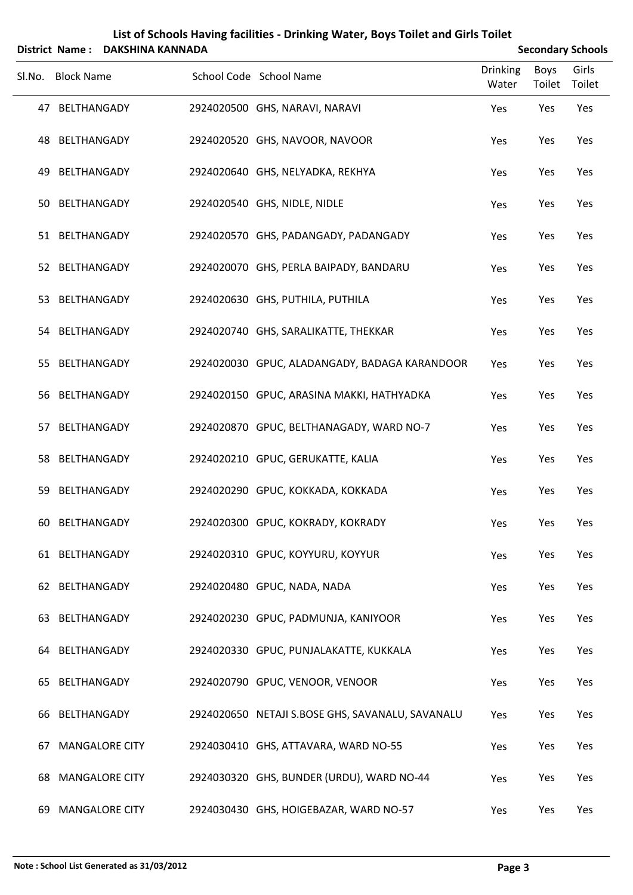# List of Schools Having facilities - Drinking Water, Boys Toilet and Girls Toilet

**District Name : DAKSHINA KANNADA** **Secondary Schools**

| Sl.No. | Block Name | School Code | School Name | Drinking Water | Boys Toilet | Girls Toilet |
|---|---|---|---|---|---|---|
| 47 | BELTHANGADY | 2924020500 | GHS, NARAVI, NARAVI | Yes | Yes | Yes |
| 48 | BELTHANGADY | 2924020520 | GHS, NAVOOR, NAVOOR | Yes | Yes | Yes |
| 49 | BELTHANGADY | 2924020640 | GHS, NELYADKA, REKHYA | Yes | Yes | Yes |
| 50 | BELTHANGADY | 2924020540 | GHS, NIDLE, NIDLE | Yes | Yes | Yes |
| 51 | BELTHANGADY | 2924020570 | GHS, PADANGADY, PADANGADY | Yes | Yes | Yes |
| 52 | BELTHANGADY | 2924020070 | GHS, PERLA BAIPADY, BANDARU | Yes | Yes | Yes |
| 53 | BELTHANGADY | 2924020630 | GHS, PUTHILA, PUTHILA | Yes | Yes | Yes |
| 54 | BELTHANGADY | 2924020740 | GHS, SARALIKATTE, THEKKAR | Yes | Yes | Yes |
| 55 | BELTHANGADY | 2924020030 | GPUC, ALADANGADY, BADAGA KARANDOOR | Yes | Yes | Yes |
| 56 | BELTHANGADY | 2924020150 | GPUC, ARASINA MAKKI, HATHYADKA | Yes | Yes | Yes |
| 57 | BELTHANGADY | 2924020870 | GPUC, BELTHANAGADY, WARD NO-7 | Yes | Yes | Yes |
| 58 | BELTHANGADY | 2924020210 | GPUC, GERUKATTE, KALIA | Yes | Yes | Yes |
| 59 | BELTHANGADY | 2924020290 | GPUC, KOKKADA, KOKKADA | Yes | Yes | Yes |
| 60 | BELTHANGADY | 2924020300 | GPUC, KOKRADY, KOKRADY | Yes | Yes | Yes |
| 61 | BELTHANGADY | 2924020310 | GPUC, KOYYURU, KOYYUR | Yes | Yes | Yes |
| 62 | BELTHANGADY | 2924020480 | GPUC, NADA, NADA | Yes | Yes | Yes |
| 63 | BELTHANGADY | 2924020230 | GPUC, PADMUNJA, KANIYOOR | Yes | Yes | Yes |
| 64 | BELTHANGADY | 2924020330 | GPUC, PUNJALAKATTE, KUKKALA | Yes | Yes | Yes |
| 65 | BELTHANGADY | 2924020790 | GPUC, VENOOR, VENOOR | Yes | Yes | Yes |
| 66 | BELTHANGADY | 2924020650 | NETAJI S.BOSE GHS, SAVANALU, SAVANALU | Yes | Yes | Yes |
| 67 | MANGALORE CITY | 2924030410 | GHS, ATTAVARA, WARD NO-55 | Yes | Yes | Yes |
| 68 | MANGALORE CITY | 2924030320 | GHS, BUNDER (URDU), WARD NO-44 | Yes | Yes | Yes |
| 69 | MANGALORE CITY | 2924030430 | GHS, HOIGEBAZAR, WARD NO-57 | Yes | Yes | Yes |

**Note : School List Generated as 31/03/2012**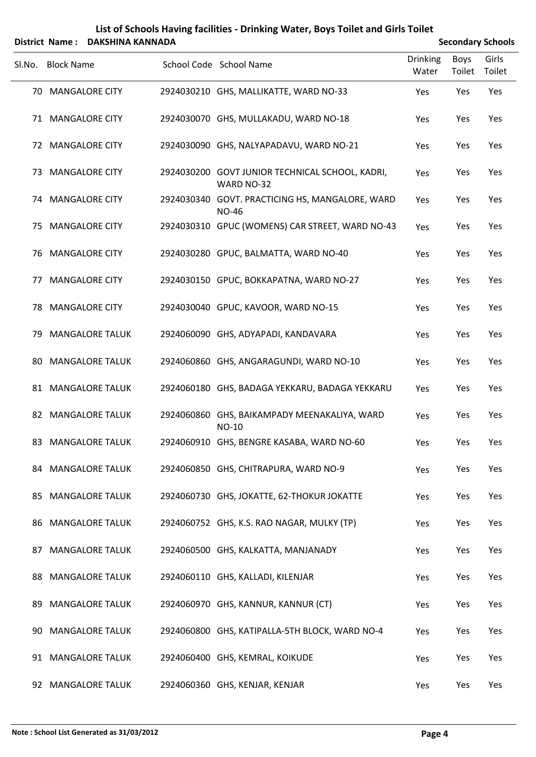# List of Schools Having facilities - Drinking Water, Boys Toilet and Girls Toilet

**District Name : DAKSHINA KANNADA** — **Secondary Schools**

| Sl.No. | Block Name | School Code | School Name | Drinking Water | Boys Toilet | Girls Toilet |
|---|---|---|---|---|---|---|
| 70 | MANGALORE CITY | 2924030210 | GHS, MALLIKATTE, WARD NO-33 | Yes | Yes | Yes |
| 71 | MANGALORE CITY | 2924030070 | GHS, MULLAKADU, WARD NO-18 | Yes | Yes | Yes |
| 72 | MANGALORE CITY | 2924030090 | GHS, NALYAPADAVU, WARD NO-21 | Yes | Yes | Yes |
| 73 | MANGALORE CITY | 2924030200 | GOVT JUNIOR TECHNICAL SCHOOL, KADRI, WARD NO-32 | Yes | Yes | Yes |
| 74 | MANGALORE CITY | 2924030340 | GOVT. PRACTICING HS, MANGALORE, WARD NO-46 | Yes | Yes | Yes |
| 75 | MANGALORE CITY | 2924030310 | GPUC (WOMENS) CAR STREET, WARD NO-43 | Yes | Yes | Yes |
| 76 | MANGALORE CITY | 2924030280 | GPUC, BALMATTA, WARD NO-40 | Yes | Yes | Yes |
| 77 | MANGALORE CITY | 2924030150 | GPUC, BOKKAPATNA, WARD NO-27 | Yes | Yes | Yes |
| 78 | MANGALORE CITY | 2924030040 | GPUC, KAVOOR, WARD NO-15 | Yes | Yes | Yes |
| 79 | MANGALORE TALUK | 2924060090 | GHS, ADYAPADI, KANDAVARA | Yes | Yes | Yes |
| 80 | MANGALORE TALUK | 2924060860 | GHS, ANGARAGUNDI, WARD NO-10 | Yes | Yes | Yes |
| 81 | MANGALORE TALUK | 2924060180 | GHS, BADAGA YEKKARU, BADAGA YEKKARU | Yes | Yes | Yes |
| 82 | MANGALORE TALUK | 2924060860 | GHS, BAIKAMPADY MEENAKALIYA, WARD NO-10 | Yes | Yes | Yes |
| 83 | MANGALORE TALUK | 2924060910 | GHS, BENGRE KASABA, WARD NO-60 | Yes | Yes | Yes |
| 84 | MANGALORE TALUK | 2924060850 | GHS, CHITRAPURA, WARD NO-9 | Yes | Yes | Yes |
| 85 | MANGALORE TALUK | 2924060730 | GHS, JOKATTE, 62-THOKUR JOKATTE | Yes | Yes | Yes |
| 86 | MANGALORE TALUK | 2924060752 | GHS, K.S. RAO NAGAR, MULKY (TP) | Yes | Yes | Yes |
| 87 | MANGALORE TALUK | 2924060500 | GHS, KALKATTA, MANJANADY | Yes | Yes | Yes |
| 88 | MANGALORE TALUK | 2924060110 | GHS, KALLADI, KILENJAR | Yes | Yes | Yes |
| 89 | MANGALORE TALUK | 2924060970 | GHS, KANNUR, KANNUR (CT) | Yes | Yes | Yes |
| 90 | MANGALORE TALUK | 2924060800 | GHS, KATIPALLA-5TH BLOCK, WARD NO-4 | Yes | Yes | Yes |
| 91 | MANGALORE TALUK | 2924060400 | GHS, KEMRAL, KOIKUDE | Yes | Yes | Yes |
| 92 | MANGALORE TALUK | 2924060360 | GHS, KENJAR, KENJAR | Yes | Yes | Yes |

**Note : School List Generated as 31/03/2012**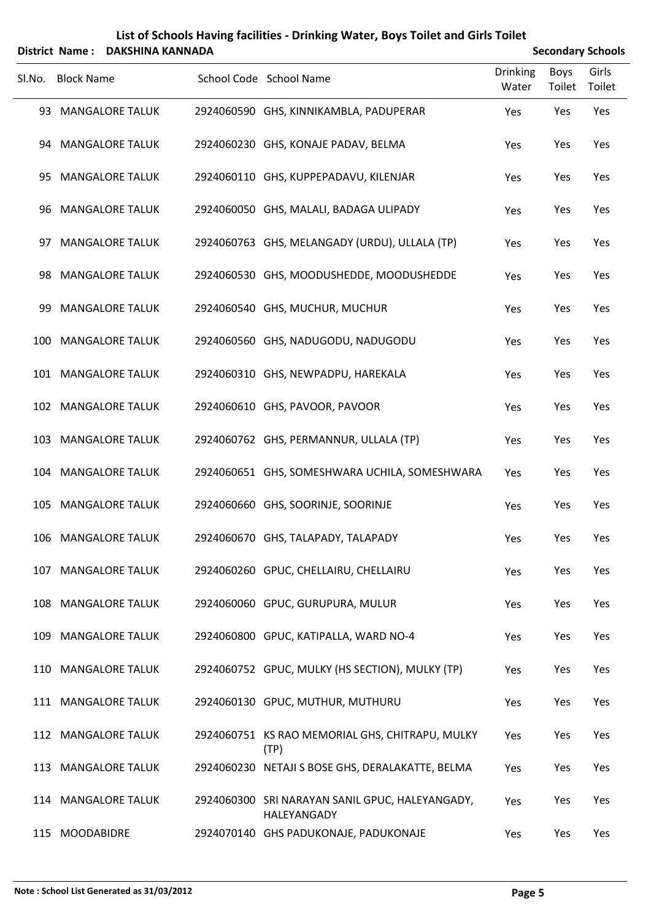# List of Schools Having facilities - Drinking Water, Boys Toilet and Girls Toilet

**District Name : DAKSHINA KANNADA** — **Secondary Schools**

| Sl.No. | Block Name | School Code | School Name | Drinking Water | Boys Toilet | Girls Toilet |
|---|---|---|---|---|---|---|
| 93 | MANGALORE TALUK | 2924060590 | GHS, KINNIKAMBLA, PADUPERAR | Yes | Yes | Yes |
| 94 | MANGALORE TALUK | 2924060230 | GHS, KONAJE PADAV, BELMA | Yes | Yes | Yes |
| 95 | MANGALORE TALUK | 2924060110 | GHS, KUPPEPADAVU, KILENJAR | Yes | Yes | Yes |
| 96 | MANGALORE TALUK | 2924060050 | GHS, MALALI, BADAGA ULIPADY | Yes | Yes | Yes |
| 97 | MANGALORE TALUK | 2924060763 | GHS, MELANGADY (URDU), ULLALA (TP) | Yes | Yes | Yes |
| 98 | MANGALORE TALUK | 2924060530 | GHS, MOODUSHEDDE, MOODUSHEDDE | Yes | Yes | Yes |
| 99 | MANGALORE TALUK | 2924060540 | GHS, MUCHUR, MUCHUR | Yes | Yes | Yes |
| 100 | MANGALORE TALUK | 2924060560 | GHS, NADUGODU, NADUGODU | Yes | Yes | Yes |
| 101 | MANGALORE TALUK | 2924060310 | GHS, NEWPADPU, HAREKALA | Yes | Yes | Yes |
| 102 | MANGALORE TALUK | 2924060610 | GHS, PAVOOR, PAVOOR | Yes | Yes | Yes |
| 103 | MANGALORE TALUK | 2924060762 | GHS, PERMANNUR, ULLALA (TP) | Yes | Yes | Yes |
| 104 | MANGALORE TALUK | 2924060651 | GHS, SOMESHWARA UCHILA, SOMESHWARA | Yes | Yes | Yes |
| 105 | MANGALORE TALUK | 2924060660 | GHS, SOORINJE, SOORINJE | Yes | Yes | Yes |
| 106 | MANGALORE TALUK | 2924060670 | GHS, TALAPADY, TALAPADY | Yes | Yes | Yes |
| 107 | MANGALORE TALUK | 2924060260 | GPUC, CHELLAIRU, CHELLAIRU | Yes | Yes | Yes |
| 108 | MANGALORE TALUK | 2924060060 | GPUC, GURUPURA, MULUR | Yes | Yes | Yes |
| 109 | MANGALORE TALUK | 2924060800 | GPUC, KATIPALLA, WARD NO-4 | Yes | Yes | Yes |
| 110 | MANGALORE TALUK | 2924060752 | GPUC, MULKY (HS SECTION), MULKY (TP) | Yes | Yes | Yes |
| 111 | MANGALORE TALUK | 2924060130 | GPUC, MUTHUR, MUTHURU | Yes | Yes | Yes |
| 112 | MANGALORE TALUK | 2924060751 | KS RAO MEMORIAL GHS, CHITRAPU, MULKY (TP) | Yes | Yes | Yes |
| 113 | MANGALORE TALUK | 2924060230 | NETAJI S BOSE GHS, DERALAKATTE, BELMA | Yes | Yes | Yes |
| 114 | MANGALORE TALUK | 2924060300 | SRI NARAYAN SANIL GPUC, HALEYANGADY, HALEYANGADY | Yes | Yes | Yes |
| 115 | MOODABIDRE | 2924070140 | GHS PADUKONAJE, PADUKONAJE | Yes | Yes | Yes |

**Note : School List Generated as 31/03/2012**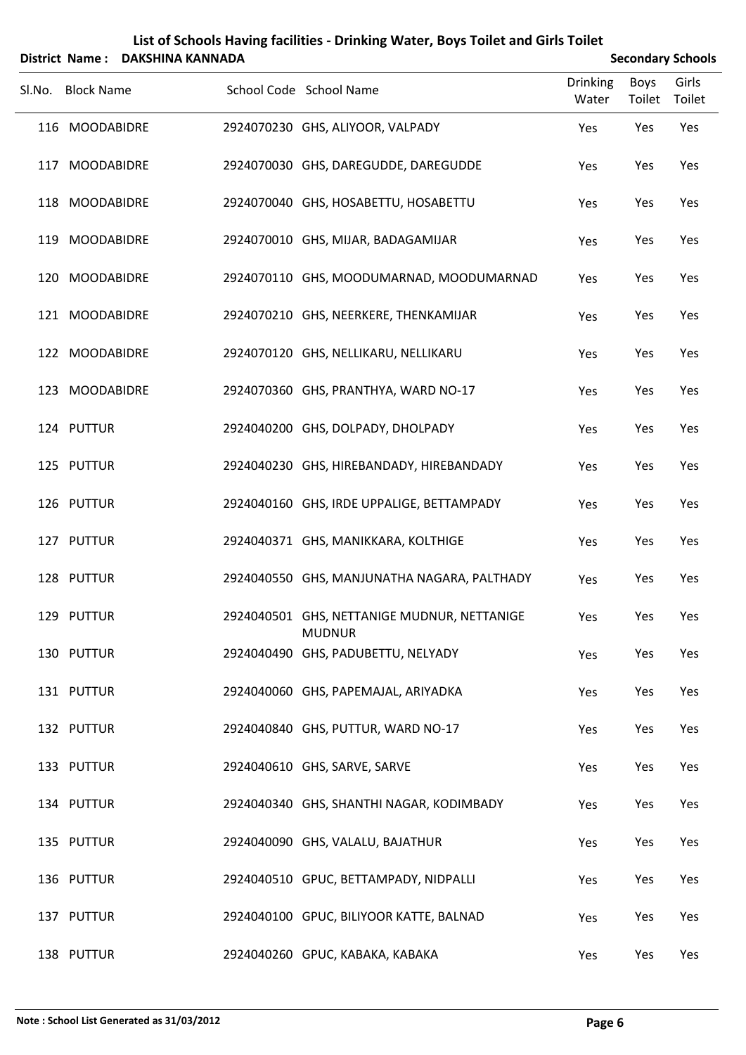# List of Schools Having facilities - Drinking Water, Boys Toilet and Girls Toilet

**District Name : DAKSHINA KANNADA** **Secondary Schools**

| Sl.No. | Block Name | School Code | School Name | Drinking Water | Boys Toilet | Girls Toilet |
|---|---|---|---|---|---|---|
| 116 | MOODABIDRE | 2924070230 | GHS, ALIYOOR, VALPADY | Yes | Yes | Yes |
| 117 | MOODABIDRE | 2924070030 | GHS, DAREGUDDE, DAREGUDDE | Yes | Yes | Yes |
| 118 | MOODABIDRE | 2924070040 | GHS, HOSABETTU, HOSABETTU | Yes | Yes | Yes |
| 119 | MOODABIDRE | 2924070010 | GHS, MIJAR, BADAGAMIJAR | Yes | Yes | Yes |
| 120 | MOODABIDRE | 2924070110 | GHS, MOODUMARNAD, MOODUMARNAD | Yes | Yes | Yes |
| 121 | MOODABIDRE | 2924070210 | GHS, NEERKERE, THENKAMIJAR | Yes | Yes | Yes |
| 122 | MOODABIDRE | 2924070120 | GHS, NELLIKARU, NELLIKARU | Yes | Yes | Yes |
| 123 | MOODABIDRE | 2924070360 | GHS, PRANTHYA, WARD NO-17 | Yes | Yes | Yes |
| 124 | PUTTUR | 2924040200 | GHS, DOLPADY, DHOLPADY | Yes | Yes | Yes |
| 125 | PUTTUR | 2924040230 | GHS, HIREBANDADY, HIREBANDADY | Yes | Yes | Yes |
| 126 | PUTTUR | 2924040160 | GHS, IRDE UPPALIGE, BETTAMPADY | Yes | Yes | Yes |
| 127 | PUTTUR | 2924040371 | GHS, MANIKKARA, KOLTHIGE | Yes | Yes | Yes |
| 128 | PUTTUR | 2924040550 | GHS, MANJUNATHA NAGARA, PALTHADY | Yes | Yes | Yes |
| 129 | PUTTUR | 2924040501 | GHS, NETTANIGE MUDNUR, NETTANIGE MUDNUR | Yes | Yes | Yes |
| 130 | PUTTUR | 2924040490 | GHS, PADUBETTU, NELYADY | Yes | Yes | Yes |
| 131 | PUTTUR | 2924040060 | GHS, PAPEMAJAL, ARIYADKA | Yes | Yes | Yes |
| 132 | PUTTUR | 2924040840 | GHS, PUTTUR, WARD NO-17 | Yes | Yes | Yes |
| 133 | PUTTUR | 2924040610 | GHS, SARVE, SARVE | Yes | Yes | Yes |
| 134 | PUTTUR | 2924040340 | GHS, SHANTHI NAGAR, KODIMBADY | Yes | Yes | Yes |
| 135 | PUTTUR | 2924040090 | GHS, VALALU, BAJATHUR | Yes | Yes | Yes |
| 136 | PUTTUR | 2924040510 | GPUC, BETTAMPADY, NIDPALLI | Yes | Yes | Yes |
| 137 | PUTTUR | 2924040100 | GPUC, BILIYOOR KATTE, BALNAD | Yes | Yes | Yes |
| 138 | PUTTUR | 2924040260 | GPUC, KABAKA, KABAKA | Yes | Yes | Yes |

**Note : School List Generated as 31/03/2012**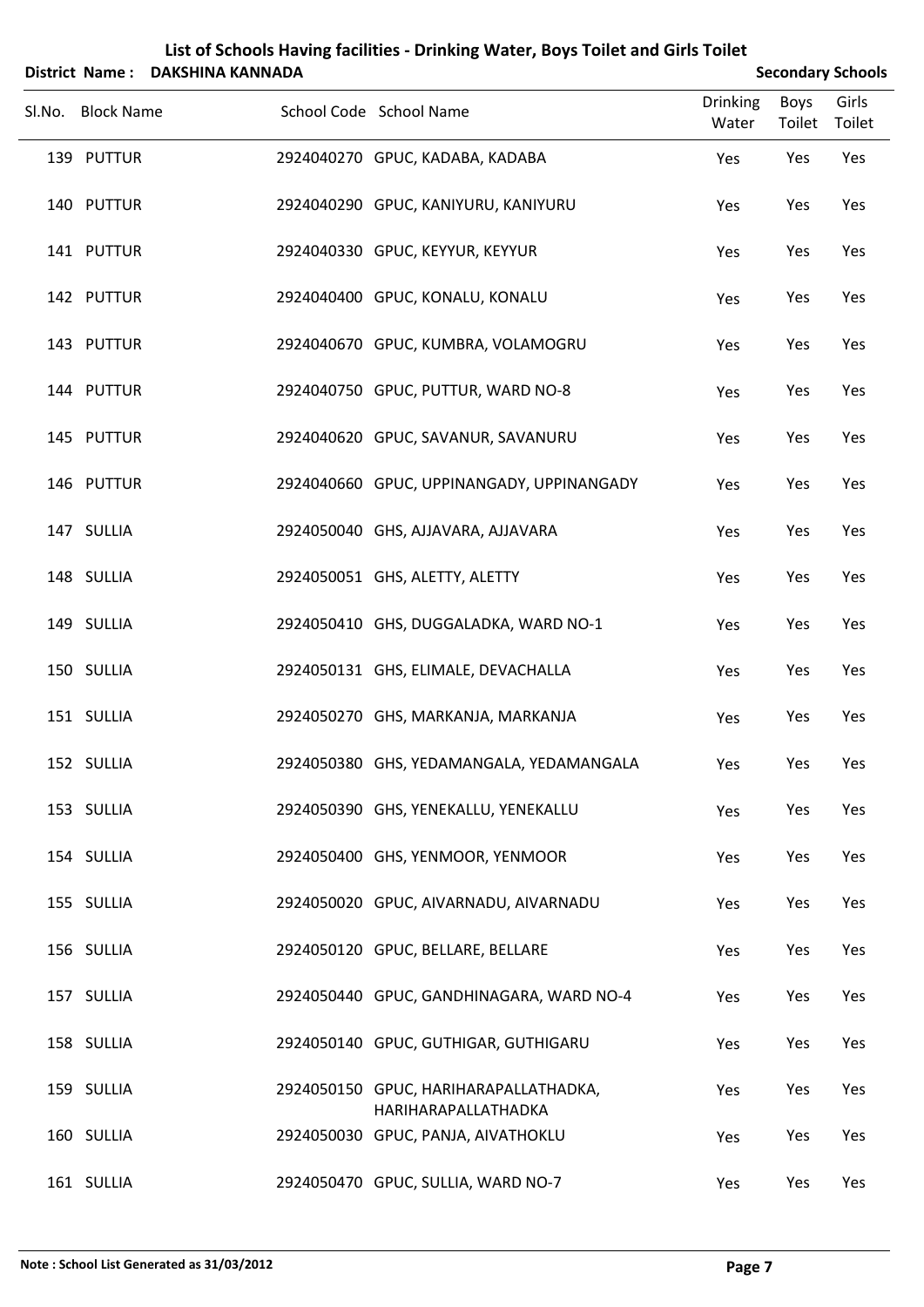# List of Schools Having facilities - Drinking Water, Boys Toilet and Girls Toilet

**District Name : DAKSHINA KANNADA** **Secondary Schools**

| Sl.No. | Block Name | School Code | School Name | Drinking Water | Boys Toilet | Girls Toilet |
|---|---|---|---|---|---|---|
| 139 | PUTTUR | 2924040270 | GPUC, KADABA, KADABA | Yes | Yes | Yes |
| 140 | PUTTUR | 2924040290 | GPUC, KANIYURU, KANIYURU | Yes | Yes | Yes |
| 141 | PUTTUR | 2924040330 | GPUC, KEYYUR, KEYYUR | Yes | Yes | Yes |
| 142 | PUTTUR | 2924040400 | GPUC, KONALU, KONALU | Yes | Yes | Yes |
| 143 | PUTTUR | 2924040670 | GPUC, KUMBRA, VOLAMOGRU | Yes | Yes | Yes |
| 144 | PUTTUR | 2924040750 | GPUC, PUTTUR, WARD NO-8 | Yes | Yes | Yes |
| 145 | PUTTUR | 2924040620 | GPUC, SAVANUR, SAVANURU | Yes | Yes | Yes |
| 146 | PUTTUR | 2924040660 | GPUC, UPPINANGADY, UPPINANGADY | Yes | Yes | Yes |
| 147 | SULLIA | 2924050040 | GHS, AJJAVARA, AJJAVARA | Yes | Yes | Yes |
| 148 | SULLIA | 2924050051 | GHS, ALETTY, ALETTY | Yes | Yes | Yes |
| 149 | SULLIA | 2924050410 | GHS, DUGGALADKA, WARD NO-1 | Yes | Yes | Yes |
| 150 | SULLIA | 2924050131 | GHS, ELIMALE, DEVACHALLA | Yes | Yes | Yes |
| 151 | SULLIA | 2924050270 | GHS, MARKANJA, MARKANJA | Yes | Yes | Yes |
| 152 | SULLIA | 2924050380 | GHS, YEDAMANGALA, YEDAMANGALA | Yes | Yes | Yes |
| 153 | SULLIA | 2924050390 | GHS, YENEKALLU, YENEKALLU | Yes | Yes | Yes |
| 154 | SULLIA | 2924050400 | GHS, YENMOOR, YENMOOR | Yes | Yes | Yes |
| 155 | SULLIA | 2924050020 | GPUC, AIVARNADU, AIVARNADU | Yes | Yes | Yes |
| 156 | SULLIA | 2924050120 | GPUC, BELLARE, BELLARE | Yes | Yes | Yes |
| 157 | SULLIA | 2924050440 | GPUC, GANDHINAGARA, WARD NO-4 | Yes | Yes | Yes |
| 158 | SULLIA | 2924050140 | GPUC, GUTHIGAR, GUTHIGARU | Yes | Yes | Yes |
| 159 | SULLIA | 2924050150 | GPUC, HARIHARAPALLATHADKA, HARIHARAPALLATHADKA | Yes | Yes | Yes |
| 160 | SULLIA | 2924050030 | GPUC, PANJA, AIVATHOKLU | Yes | Yes | Yes |
| 161 | SULLIA | 2924050470 | GPUC, SULLIA, WARD NO-7 | Yes | Yes | Yes |

**Note : School List Generated as 31/03/2012**